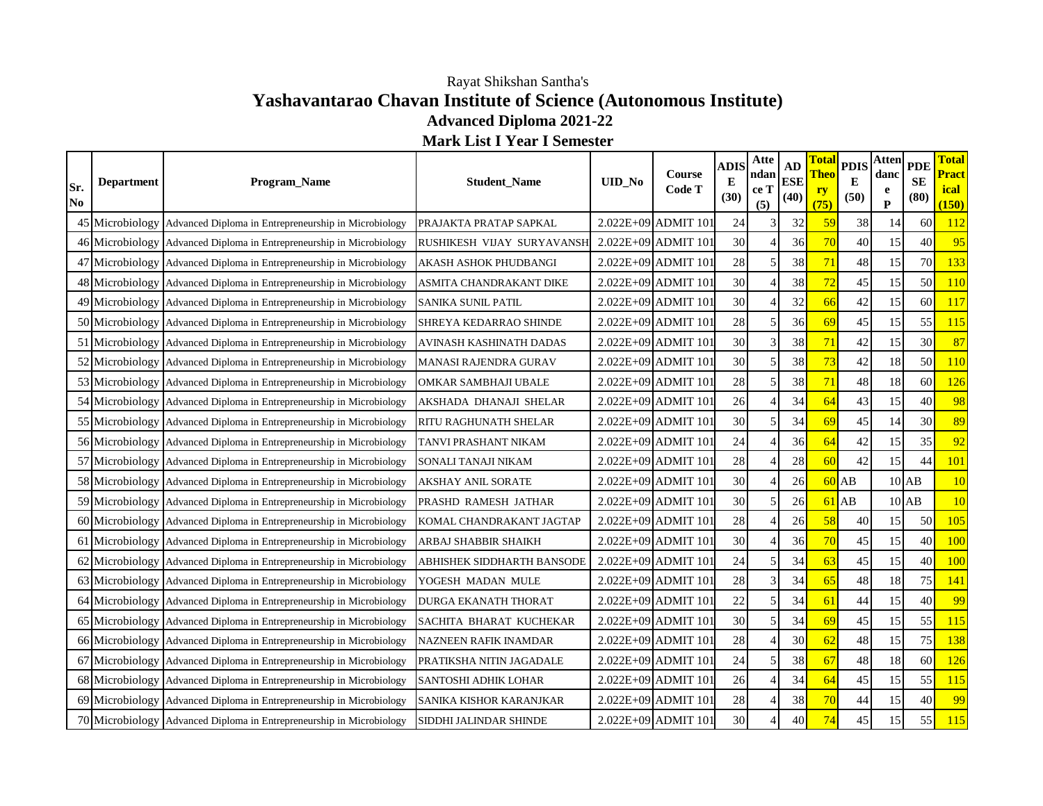Rayat Shikshan Santha's

# Yashavantarao Chavan Institute of Science (Autonomous Institute)

## Advanced Diploma 2021-22

## Mark List I Year I Semester

| Sr. No | Department | Program_Name | Student_Name | UID_No | Course Code T | ADISE (30) | Attendance T (5) | AD ESE (40) | Total Theory (75) | PDISE (50) | Attendance P | PDE SE (80) | Total Practical (150) |
|---|---|---|---|---|---|---|---|---|---|---|---|---|---|
| 45 | Microbiology | Advanced Diploma in Entrepreneurship in Microbiology | PRAJAKTA PRATAP SAPKAL | 2.022E+09 | ADMIT 101 | 24 | 3 | 32 | 59 | 38 | 14 | 60 | 112 |
| 46 | Microbiology | Advanced Diploma in Entrepreneurship in Microbiology | RUSHIKESH VIJAY SURYAVANSH | 2.022E+09 | ADMIT 101 | 30 | 4 | 36 | 70 | 40 | 15 | 40 | 95 |
| 47 | Microbiology | Advanced Diploma in Entrepreneurship in Microbiology | AKASH ASHOK PHUDBANGI | 2.022E+09 | ADMIT 101 | 28 | 5 | 38 | 71 | 48 | 15 | 70 | 133 |
| 48 | Microbiology | Advanced Diploma in Entrepreneurship in Microbiology | ASMITA CHANDRAKANT DIKE | 2.022E+09 | ADMIT 101 | 30 | 4 | 38 | 72 | 45 | 15 | 50 | 110 |
| 49 | Microbiology | Advanced Diploma in Entrepreneurship in Microbiology | SANIKA SUNIL PATIL | 2.022E+09 | ADMIT 101 | 30 | 4 | 32 | 66 | 42 | 15 | 60 | 117 |
| 50 | Microbiology | Advanced Diploma in Entrepreneurship in Microbiology | SHREYA KEDARRAO SHINDE | 2.022E+09 | ADMIT 101 | 28 | 5 | 36 | 69 | 45 | 15 | 55 | 115 |
| 51 | Microbiology | Advanced Diploma in Entrepreneurship in Microbiology | AVINASH KASHINATH DADAS | 2.022E+09 | ADMIT 101 | 30 | 3 | 38 | 71 | 42 | 15 | 30 | 87 |
| 52 | Microbiology | Advanced Diploma in Entrepreneurship in Microbiology | MANASI RAJENDRA GURAV | 2.022E+09 | ADMIT 101 | 30 | 5 | 38 | 73 | 42 | 18 | 50 | 110 |
| 53 | Microbiology | Advanced Diploma in Entrepreneurship in Microbiology | OMKAR SAMBHAJI UBALE | 2.022E+09 | ADMIT 101 | 28 | 5 | 38 | 71 | 48 | 18 | 60 | 126 |
| 54 | Microbiology | Advanced Diploma in Entrepreneurship in Microbiology | AKSHADA DHANAJI SHELAR | 2.022E+09 | ADMIT 101 | 26 | 4 | 34 | 64 | 43 | 15 | 40 | 98 |
| 55 | Microbiology | Advanced Diploma in Entrepreneurship in Microbiology | RITU RAGHUNATH SHELAR | 2.022E+09 | ADMIT 101 | 30 | 5 | 34 | 69 | 45 | 14 | 30 | 89 |
| 56 | Microbiology | Advanced Diploma in Entrepreneurship in Microbiology | TANVI PRASHANT NIKAM | 2.022E+09 | ADMIT 101 | 24 | 4 | 36 | 64 | 42 | 15 | 35 | 92 |
| 57 | Microbiology | Advanced Diploma in Entrepreneurship in Microbiology | SONALI TANAJI NIKAM | 2.022E+09 | ADMIT 101 | 28 | 4 | 28 | 60 | 42 | 15 | 44 | 101 |
| 58 | Microbiology | Advanced Diploma in Entrepreneurship in Microbiology | AKSHAY ANIL SORATE | 2.022E+09 | ADMIT 101 | 30 | 4 | 26 | 60 | AB | 10 | AB | 10 |
| 59 | Microbiology | Advanced Diploma in Entrepreneurship in Microbiology | PRASHD RAMESH JATHAR | 2.022E+09 | ADMIT 101 | 30 | 5 | 26 | 61 | AB | 10 | AB | 10 |
| 60 | Microbiology | Advanced Diploma in Entrepreneurship in Microbiology | KOMAL CHANDRAKANT JAGTAP | 2.022E+09 | ADMIT 101 | 28 | 4 | 26 | 58 | 40 | 15 | 50 | 105 |
| 61 | Microbiology | Advanced Diploma in Entrepreneurship in Microbiology | ARBAJ SHABBIR SHAIKH | 2.022E+09 | ADMIT 101 | 30 | 4 | 36 | 70 | 45 | 15 | 40 | 100 |
| 62 | Microbiology | Advanced Diploma in Entrepreneurship in Microbiology | ABHISHEK SIDDHARTH BANSODE | 2.022E+09 | ADMIT 101 | 24 | 5 | 34 | 63 | 45 | 15 | 40 | 100 |
| 63 | Microbiology | Advanced Diploma in Entrepreneurship in Microbiology | YOGESH MADAN MULE | 2.022E+09 | ADMIT 101 | 28 | 3 | 34 | 65 | 48 | 18 | 75 | 141 |
| 64 | Microbiology | Advanced Diploma in Entrepreneurship in Microbiology | DURGA EKANATH THORAT | 2.022E+09 | ADMIT 101 | 22 | 5 | 34 | 61 | 44 | 15 | 40 | 99 |
| 65 | Microbiology | Advanced Diploma in Entrepreneurship in Microbiology | SACHITA BHARAT KUCHEKAR | 2.022E+09 | ADMIT 101 | 30 | 5 | 34 | 69 | 45 | 15 | 55 | 115 |
| 66 | Microbiology | Advanced Diploma in Entrepreneurship in Microbiology | NAZNEEN RAFIK INAMDAR | 2.022E+09 | ADMIT 101 | 28 | 4 | 30 | 62 | 48 | 15 | 75 | 138 |
| 67 | Microbiology | Advanced Diploma in Entrepreneurship in Microbiology | PRATIKSHA NITIN JAGADALE | 2.022E+09 | ADMIT 101 | 24 | 5 | 38 | 67 | 48 | 18 | 60 | 126 |
| 68 | Microbiology | Advanced Diploma in Entrepreneurship in Microbiology | SANTOSHI ADHIK LOHAR | 2.022E+09 | ADMIT 101 | 26 | 4 | 34 | 64 | 45 | 15 | 55 | 115 |
| 69 | Microbiology | Advanced Diploma in Entrepreneurship in Microbiology | SANIKA KISHOR KARANJKAR | 2.022E+09 | ADMIT 101 | 28 | 4 | 38 | 70 | 44 | 15 | 40 | 99 |
| 70 | Microbiology | Advanced Diploma in Entrepreneurship in Microbiology | SIDDHI JALINDAR SHINDE | 2.022E+09 | ADMIT 101 | 30 | 4 | 40 | 74 | 45 | 15 | 55 | 115 |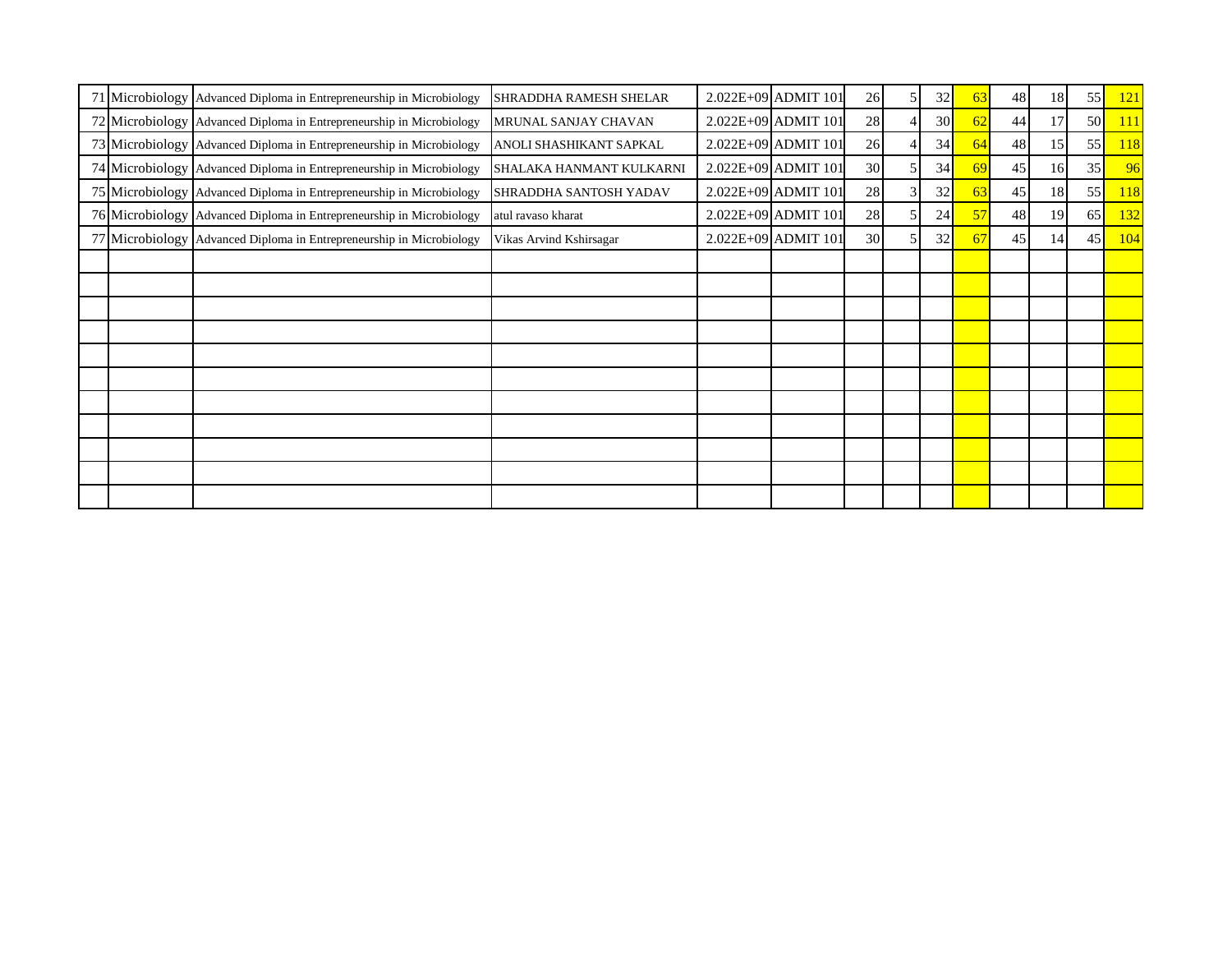| | | | | | | | | | | | | | |
|---|---|---|---|---|---|---|---|---|---|---|---|---|---|
| 71 | Microbiology | Advanced Diploma in Entrepreneurship in Microbiology | SHRADDHA RAMESH SHELAR | 2.022E+09 | ADMIT 101 | 26 | 5 | 32 | 63 | 48 | 18 | 55 | 121 |
| 72 | Microbiology | Advanced Diploma in Entrepreneurship in Microbiology | MRUNAL SANJAY CHAVAN | 2.022E+09 | ADMIT 101 | 28 | 4 | 30 | 62 | 44 | 17 | 50 | 111 |
| 73 | Microbiology | Advanced Diploma in Entrepreneurship in Microbiology | ANOLI SHASHIKANT SAPKAL | 2.022E+09 | ADMIT 101 | 26 | 4 | 34 | 64 | 48 | 15 | 55 | 118 |
| 74 | Microbiology | Advanced Diploma in Entrepreneurship in Microbiology | SHALAKA HANMANT KULKARNI | 2.022E+09 | ADMIT 101 | 30 | 5 | 34 | 69 | 45 | 16 | 35 | 96 |
| 75 | Microbiology | Advanced Diploma in Entrepreneurship in Microbiology | SHRADDHA SANTOSH YADAV | 2.022E+09 | ADMIT 101 | 28 | 3 | 32 | 63 | 45 | 18 | 55 | 118 |
| 76 | Microbiology | Advanced Diploma in Entrepreneurship in Microbiology | atul ravaso kharat | 2.022E+09 | ADMIT 101 | 28 | 5 | 24 | 57 | 48 | 19 | 65 | 132 |
| 77 | Microbiology | Advanced Diploma in Entrepreneurship in Microbiology | Vikas Arvind Kshirsagar | 2.022E+09 | ADMIT 101 | 30 | 5 | 32 | 67 | 45 | 14 | 45 | 104 |